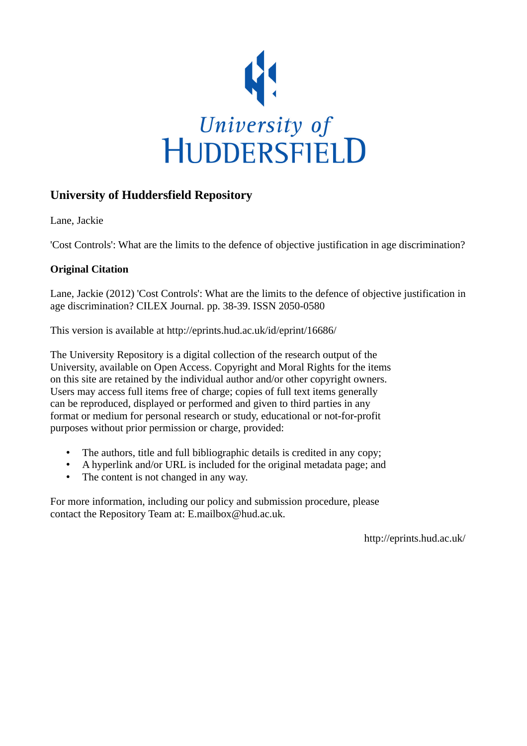University of
HUDDERSFIELD

## University of Huddersfield Repository

Lane, Jackie

'Cost Controls': What are the limits to the defence of objective justification in age discrimination?

### Original Citation

Lane, Jackie (2012) 'Cost Controls': What are the limits to the defence of objective justification in age discrimination? CILEX Journal. pp. 38-39. ISSN 2050-0580

This version is available at http://eprints.hud.ac.uk/id/eprint/16686/

The University Repository is a digital collection of the research output of the University, available on Open Access. Copyright and Moral Rights for the items on this site are retained by the individual author and/or other copyright owners. Users may access full items free of charge; copies of full text items generally can be reproduced, displayed or performed and given to third parties in any format or medium for personal research or study, educational or not-for-profit purposes without prior permission or charge, provided:

- The authors, title and full bibliographic details is credited in any copy;
- A hyperlink and/or URL is included for the original metadata page; and
- The content is not changed in any way.

For more information, including our policy and submission procedure, please contact the Repository Team at: E.mailbox@hud.ac.uk.

http://eprints.hud.ac.uk/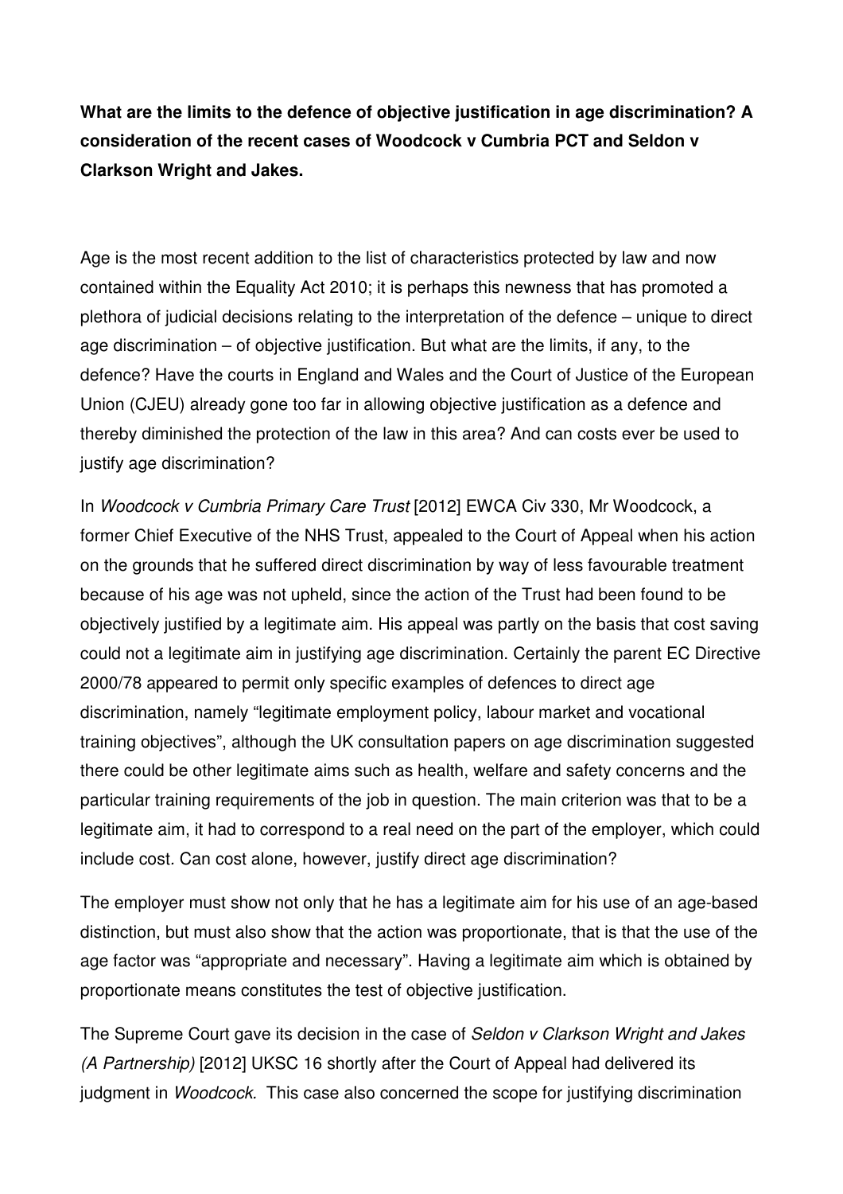**What are the limits to the defence of objective justification in age discrimination? A consideration of the recent cases of Woodcock v Cumbria PCT and Seldon v Clarkson Wright and Jakes.**

Age is the most recent addition to the list of characteristics protected by law and now contained within the Equality Act 2010; it is perhaps this newness that has promoted a plethora of judicial decisions relating to the interpretation of the defence – unique to direct age discrimination – of objective justification. But what are the limits, if any, to the defence? Have the courts in England and Wales and the Court of Justice of the European Union (CJEU) already gone too far in allowing objective justification as a defence and thereby diminished the protection of the law in this area? And can costs ever be used to justify age discrimination?

In *Woodcock v Cumbria Primary Care Trust* [2012] EWCA Civ 330, Mr Woodcock, a former Chief Executive of the NHS Trust, appealed to the Court of Appeal when his action on the grounds that he suffered direct discrimination by way of less favourable treatment because of his age was not upheld, since the action of the Trust had been found to be objectively justified by a legitimate aim. His appeal was partly on the basis that cost saving could not a legitimate aim in justifying age discrimination. Certainly the parent EC Directive 2000/78 appeared to permit only specific examples of defences to direct age discrimination, namely "legitimate employment policy, labour market and vocational training objectives", although the UK consultation papers on age discrimination suggested there could be other legitimate aims such as health, welfare and safety concerns and the particular training requirements of the job in question. The main criterion was that to be a legitimate aim, it had to correspond to a real need on the part of the employer, which could include cost. Can cost alone, however, justify direct age discrimination?

The employer must show not only that he has a legitimate aim for his use of an age-based distinction, but must also show that the action was proportionate, that is that the use of the age factor was "appropriate and necessary". Having a legitimate aim which is obtained by proportionate means constitutes the test of objective justification.

The Supreme Court gave its decision in the case of *Seldon v Clarkson Wright and Jakes (A Partnership)* [2012] UKSC 16 shortly after the Court of Appeal had delivered its judgment in *Woodcock.* This case also concerned the scope for justifying discrimination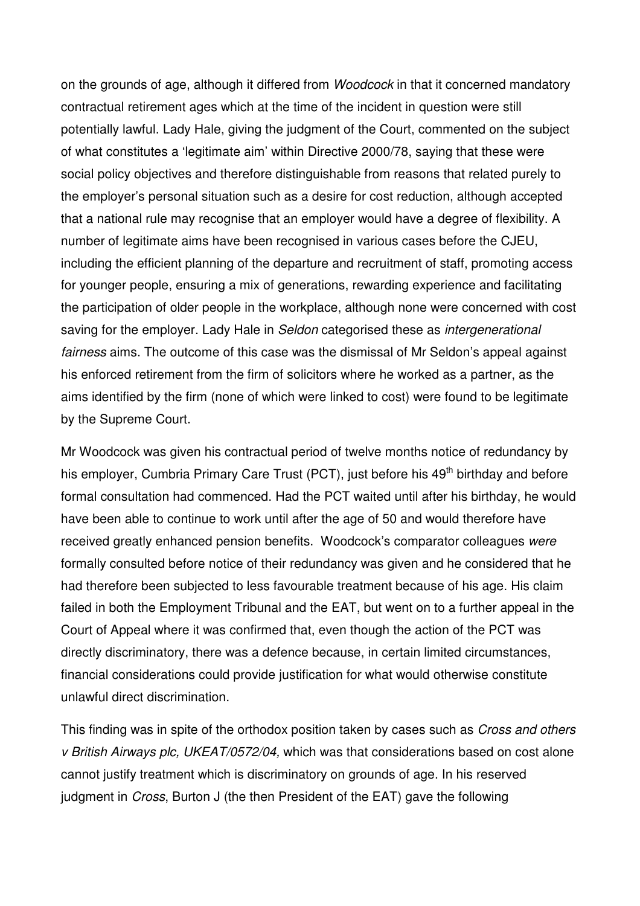on the grounds of age, although it differed from *Woodcock* in that it concerned mandatory contractual retirement ages which at the time of the incident in question were still potentially lawful. Lady Hale, giving the judgment of the Court, commented on the subject of what constitutes a 'legitimate aim' within Directive 2000/78, saying that these were social policy objectives and therefore distinguishable from reasons that related purely to the employer's personal situation such as a desire for cost reduction, although accepted that a national rule may recognise that an employer would have a degree of flexibility. A number of legitimate aims have been recognised in various cases before the CJEU, including the efficient planning of the departure and recruitment of staff, promoting access for younger people, ensuring a mix of generations, rewarding experience and facilitating the participation of older people in the workplace, although none were concerned with cost saving for the employer. Lady Hale in *Seldon* categorised these as *intergenerational fairness* aims. The outcome of this case was the dismissal of Mr Seldon's appeal against his enforced retirement from the firm of solicitors where he worked as a partner, as the aims identified by the firm (none of which were linked to cost) were found to be legitimate by the Supreme Court.

Mr Woodcock was given his contractual period of twelve months notice of redundancy by his employer, Cumbria Primary Care Trust (PCT), just before his 49th birthday and before formal consultation had commenced. Had the PCT waited until after his birthday, he would have been able to continue to work until after the age of 50 and would therefore have received greatly enhanced pension benefits. Woodcock's comparator colleagues *were* formally consulted before notice of their redundancy was given and he considered that he had therefore been subjected to less favourable treatment because of his age. His claim failed in both the Employment Tribunal and the EAT, but went on to a further appeal in the Court of Appeal where it was confirmed that, even though the action of the PCT was directly discriminatory, there was a defence because, in certain limited circumstances, financial considerations could provide justification for what would otherwise constitute unlawful direct discrimination.

This finding was in spite of the orthodox position taken by cases such as *Cross and others v British Airways plc, UKEAT/0572/04,* which was that considerations based on cost alone cannot justify treatment which is discriminatory on grounds of age. In his reserved judgment in *Cross*, Burton J (the then President of the EAT) gave the following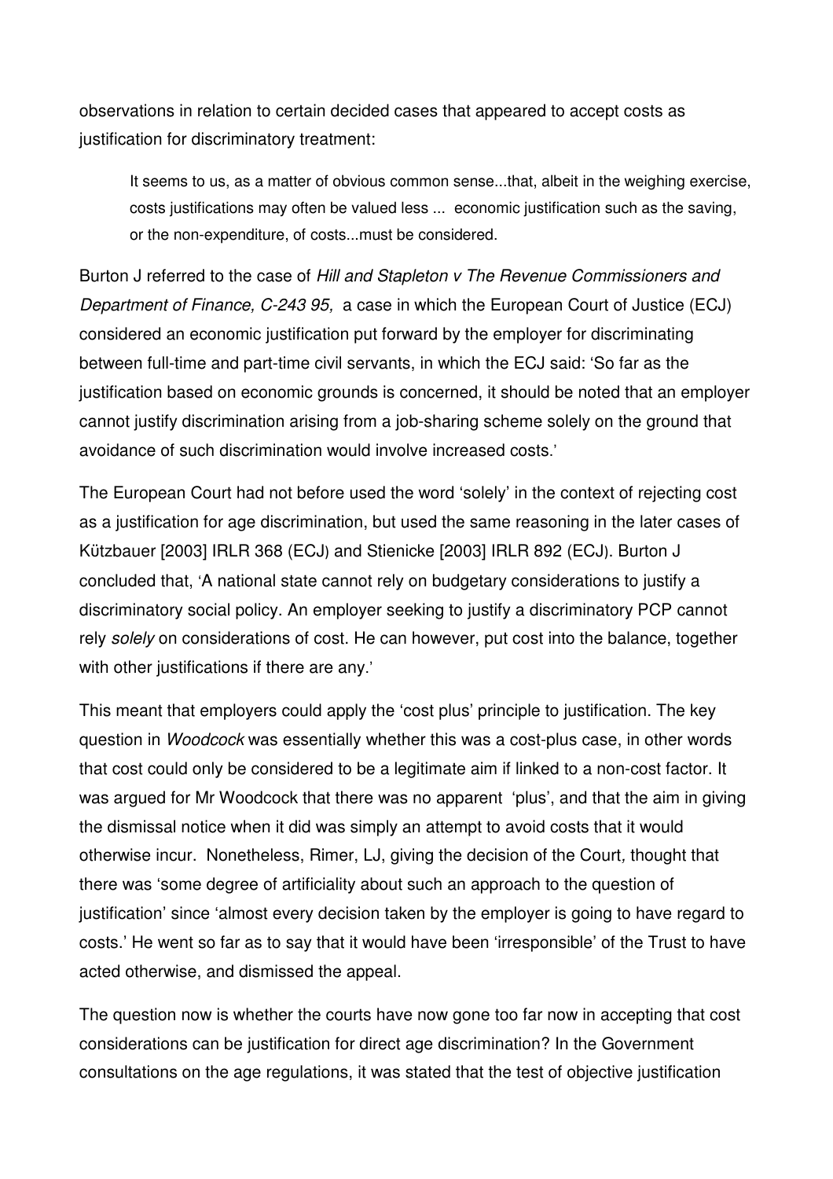observations in relation to certain decided cases that appeared to accept costs as justification for discriminatory treatment:

> It seems to us, as a matter of obvious common sense...that, albeit in the weighing exercise, costs justifications may often be valued less ... economic justification such as the saving, or the non-expenditure, of costs...must be considered.

Burton J referred to the case of *Hill and Stapleton v The Revenue Commissioners and Department of Finance, C-243 95,* a case in which the European Court of Justice (ECJ) considered an economic justification put forward by the employer for discriminating between full-time and part-time civil servants, in which the ECJ said: 'So far as the justification based on economic grounds is concerned, it should be noted that an employer cannot justify discrimination arising from a job-sharing scheme solely on the ground that avoidance of such discrimination would involve increased costs.'

The European Court had not before used the word 'solely' in the context of rejecting cost as a justification for age discrimination, but used the same reasoning in the later cases of Kützbauer [2003] IRLR 368 (ECJ) and Stienicke [2003] IRLR 892 (ECJ). Burton J concluded that, 'A national state cannot rely on budgetary considerations to justify a discriminatory social policy. An employer seeking to justify a discriminatory PCP cannot rely *solely* on considerations of cost. He can however, put cost into the balance, together with other justifications if there are any.'

This meant that employers could apply the 'cost plus' principle to justification. The key question in *Woodcock* was essentially whether this was a cost-plus case, in other words that cost could only be considered to be a legitimate aim if linked to a non-cost factor. It was argued for Mr Woodcock that there was no apparent 'plus', and that the aim in giving the dismissal notice when it did was simply an attempt to avoid costs that it would otherwise incur. Nonetheless, Rimer, LJ, giving the decision of the Court, thought that there was 'some degree of artificiality about such an approach to the question of justification' since 'almost every decision taken by the employer is going to have regard to costs.' He went so far as to say that it would have been 'irresponsible' of the Trust to have acted otherwise, and dismissed the appeal.

The question now is whether the courts have now gone too far now in accepting that cost considerations can be justification for direct age discrimination? In the Government consultations on the age regulations, it was stated that the test of objective justification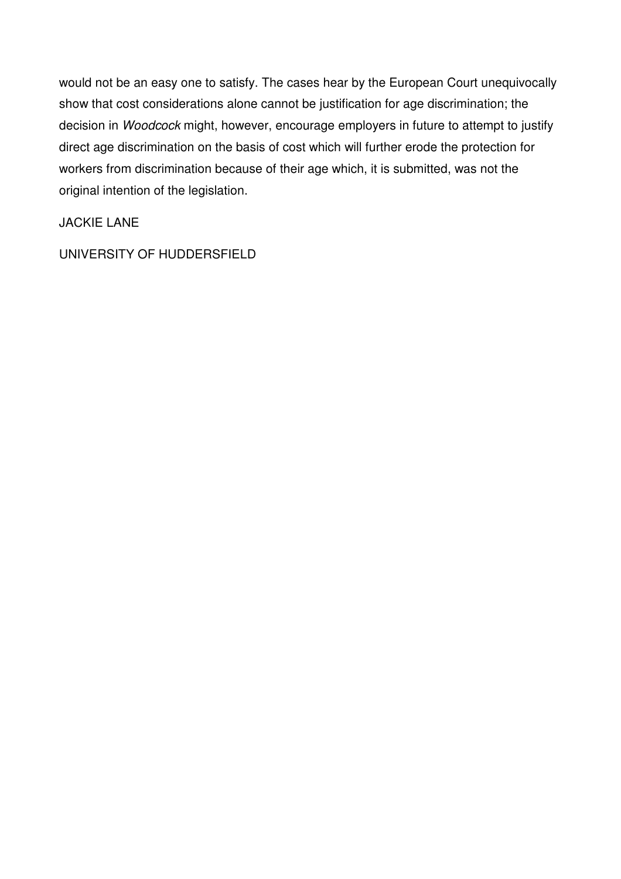would not be an easy one to satisfy. The cases hear by the European Court unequivocally show that cost considerations alone cannot be justification for age discrimination; the decision in *Woodcock* might, however, encourage employers in future to attempt to justify direct age discrimination on the basis of cost which will further erode the protection for workers from discrimination because of their age which, it is submitted, was not the original intention of the legislation.

JACKIE LANE

UNIVERSITY OF HUDDERSFIELD